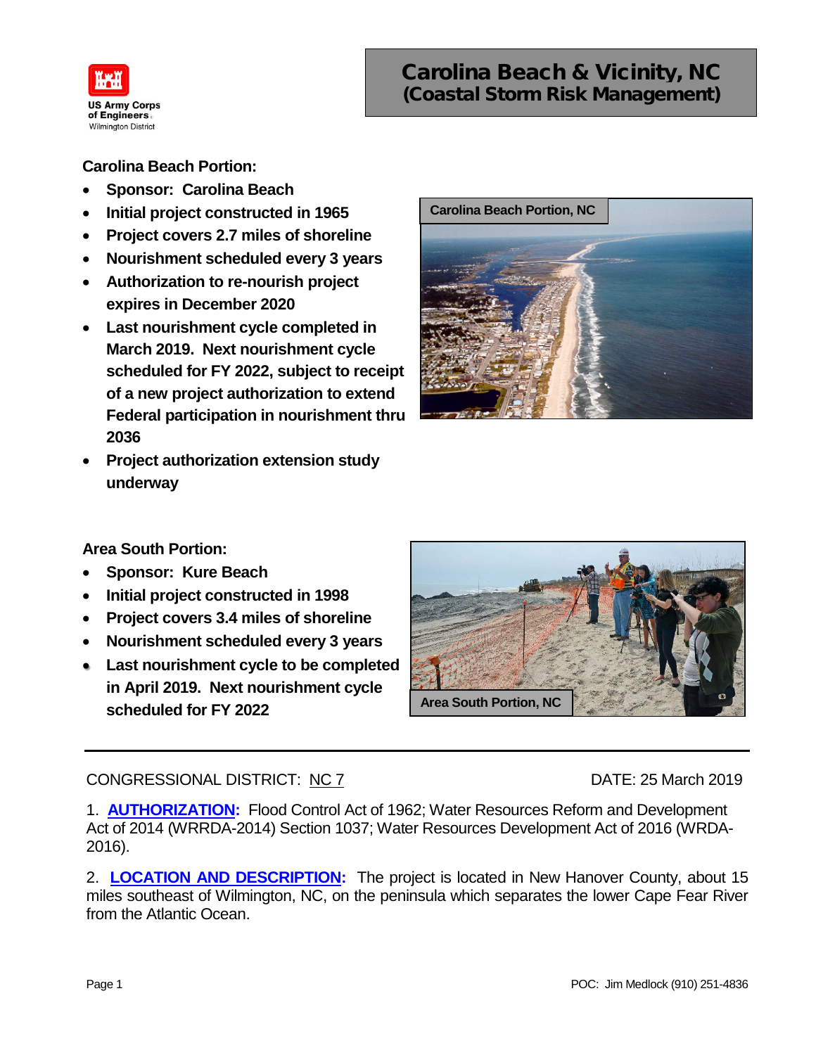US Army Corps of Engineers
Wilmington District

# Carolina Beach & Vicinity, NC
## (Coastal Storm Risk Management)

**Carolina Beach Portion:**

- **Sponsor: Carolina Beach**
- **Initial project constructed in 1965**
- **Project covers 2.7 miles of shoreline**
- **Nourishment scheduled every 3 years**
- **Authorization to re-nourish project expires in December 2020**
- **Last nourishment cycle completed in March 2019. Next nourishment cycle scheduled for FY 2022, subject to receipt of a new project authorization to extend Federal participation in nourishment thru 2036**
- **Project authorization extension study underway**

Carolina Beach Portion, NC

**Area South Portion:**

- **Sponsor: Kure Beach**
- **Initial project constructed in 1998**
- **Project covers 3.4 miles of shoreline**
- **Nourishment scheduled every 3 years**
- **Last nourishment cycle to be completed in April 2019. Next nourishment cycle scheduled for FY 2022**

Area South Portion, NC

---

CONGRESSIONAL DISTRICT: NC 7

DATE: 25 March 2019

1. **AUTHORIZATION:** Flood Control Act of 1962; Water Resources Reform and Development Act of 2014 (WRRDA-2014) Section 1037; Water Resources Development Act of 2016 (WRDA-2016).

2. **LOCATION AND DESCRIPTION:** The project is located in New Hanover County, about 15 miles southeast of Wilmington, NC, on the peninsula which separates the lower Cape Fear River from the Atlantic Ocean.

POC: Jim Medlock (910) 251-4836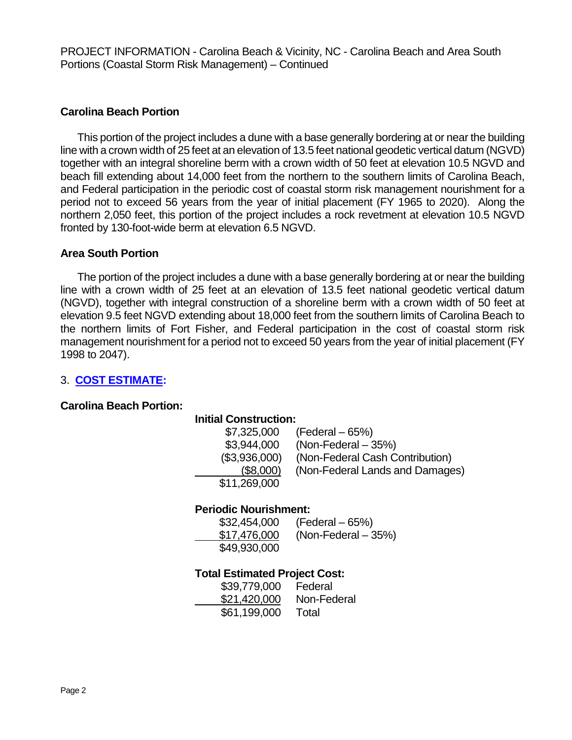PROJECT INFORMATION - Carolina Beach & Vicinity, NC - Carolina Beach and Area South Portions (Coastal Storm Risk Management) – Continued

**Carolina Beach Portion**

This portion of the project includes a dune with a base generally bordering at or near the building line with a crown width of 25 feet at an elevation of 13.5 feet national geodetic vertical datum (NGVD) together with an integral shoreline berm with a crown width of 50 feet at elevation 10.5 NGVD and beach fill extending about 14,000 feet from the northern to the southern limits of Carolina Beach, and Federal participation in the periodic cost of coastal storm risk management nourishment for a period not to exceed 56 years from the year of initial placement (FY 1965 to 2020). Along the northern 2,050 feet, this portion of the project includes a rock revetment at elevation 10.5 NGVD fronted by 130-foot-wide berm at elevation 6.5 NGVD.

**Area South Portion**

The portion of the project includes a dune with a base generally bordering at or near the building line with a crown width of 25 feet at an elevation of 13.5 feet national geodetic vertical datum (NGVD), together with integral construction of a shoreline berm with a crown width of 50 feet at elevation 9.5 feet NGVD extending about 18,000 feet from the southern limits of Carolina Beach to the northern limits of Fort Fisher, and Federal participation in the cost of coastal storm risk management nourishment for a period not to exceed 50 years from the year of initial placement (FY 1998 to 2047).

3. **COST ESTIMATE:**

**Carolina Beach Portion:**

**Initial Construction:**

| Amount | Description |
|---|---|
| $7,325,000 | (Federal – 65%) |
| $3,944,000 | (Non-Federal – 35%) |
| ($3,936,000) | (Non-Federal Cash Contribution) |
| ($8,000) | (Non-Federal Lands and Damages) |
| $11,269,000 | |

**Periodic Nourishment:**

| Amount | Description |
|---|---|
| $32,454,000 | (Federal – 65%) |
| $17,476,000 | (Non-Federal – 35%) |
| $49,930,000 | |

**Total Estimated Project Cost:**

| Amount | Description |
|---|---|
| $39,779,000 | Federal |
| $21,420,000 | Non-Federal |
| $61,199,000 | Total |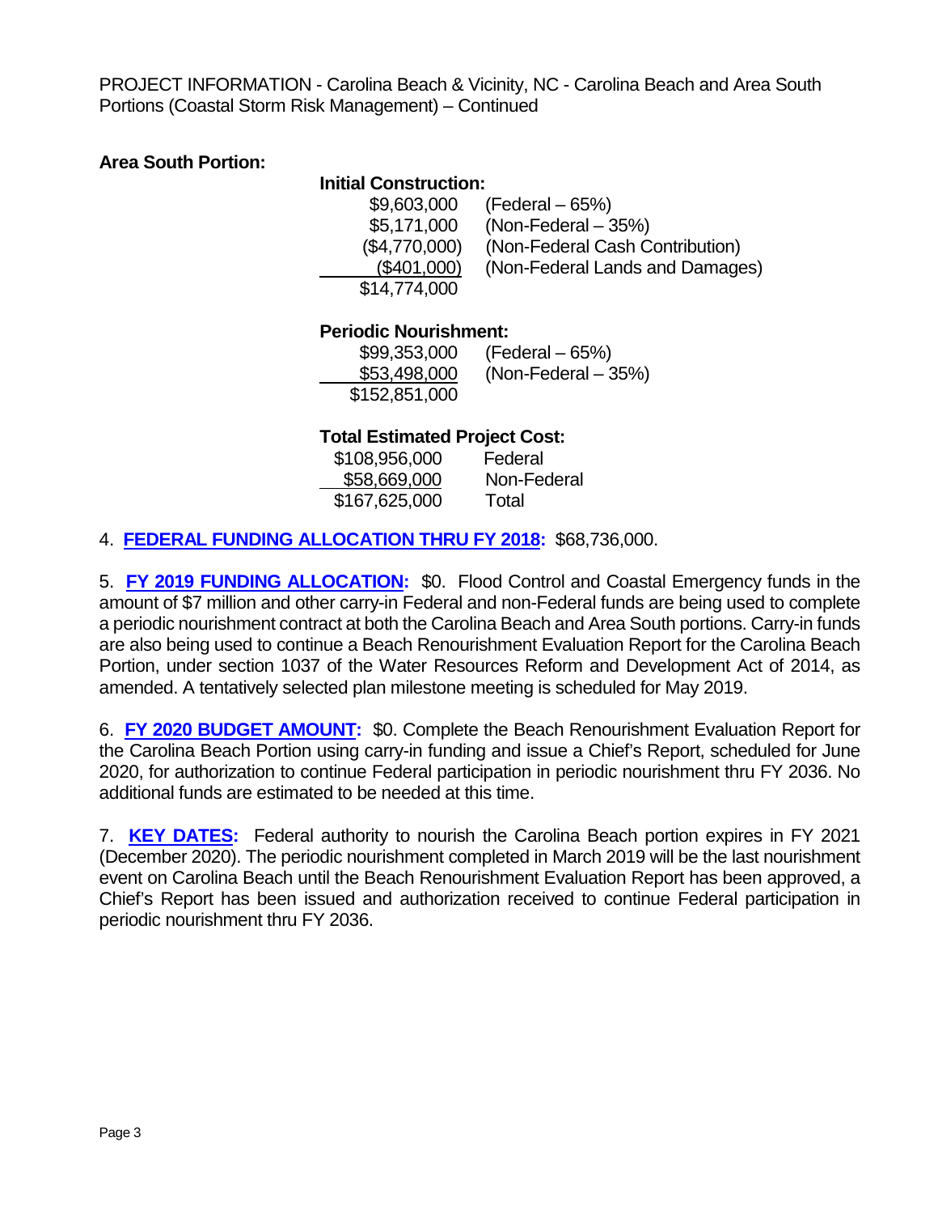PROJECT INFORMATION - Carolina Beach & Vicinity, NC - Carolina Beach and Area South Portions (Coastal Storm Risk Management) – Continued

**Area South Portion:**

**Initial Construction:**

| Amount | Description |
|---|---|
| $9,603,000 | (Federal – 65%) |
| $5,171,000 | (Non-Federal – 35%) |
| ($4,770,000) | (Non-Federal Cash Contribution) |
| ($401,000) | (Non-Federal Lands and Damages) |
| $14,774,000 | |

**Periodic Nourishment:**

| Amount | Description |
|---|---|
| $99,353,000 | (Federal – 65%) |
| $53,498,000 | (Non-Federal – 35%) |
| $152,851,000 | |

**Total Estimated Project Cost:**

| Amount | Description |
|---|---|
| $108,956,000 | Federal |
| $58,669,000 | Non-Federal |
| $167,625,000 | Total |

4. **FEDERAL FUNDING ALLOCATION THRU FY 2018:** $68,736,000.

5. **FY 2019 FUNDING ALLOCATION:** $0. Flood Control and Coastal Emergency funds in the amount of $7 million and other carry-in Federal and non-Federal funds are being used to complete a periodic nourishment contract at both the Carolina Beach and Area South portions. Carry-in funds are also being used to continue a Beach Renourishment Evaluation Report for the Carolina Beach Portion, under section 1037 of the Water Resources Reform and Development Act of 2014, as amended. A tentatively selected plan milestone meeting is scheduled for May 2019.

6. **FY 2020 BUDGET AMOUNT:** $0. Complete the Beach Renourishment Evaluation Report for the Carolina Beach Portion using carry-in funding and issue a Chief's Report, scheduled for June 2020, for authorization to continue Federal participation in periodic nourishment thru FY 2036. No additional funds are estimated to be needed at this time.

7. **KEY DATES:** Federal authority to nourish the Carolina Beach portion expires in FY 2021 (December 2020). The periodic nourishment completed in March 2019 will be the last nourishment event on Carolina Beach until the Beach Renourishment Evaluation Report has been approved, a Chief's Report has been issued and authorization received to continue Federal participation in periodic nourishment thru FY 2036.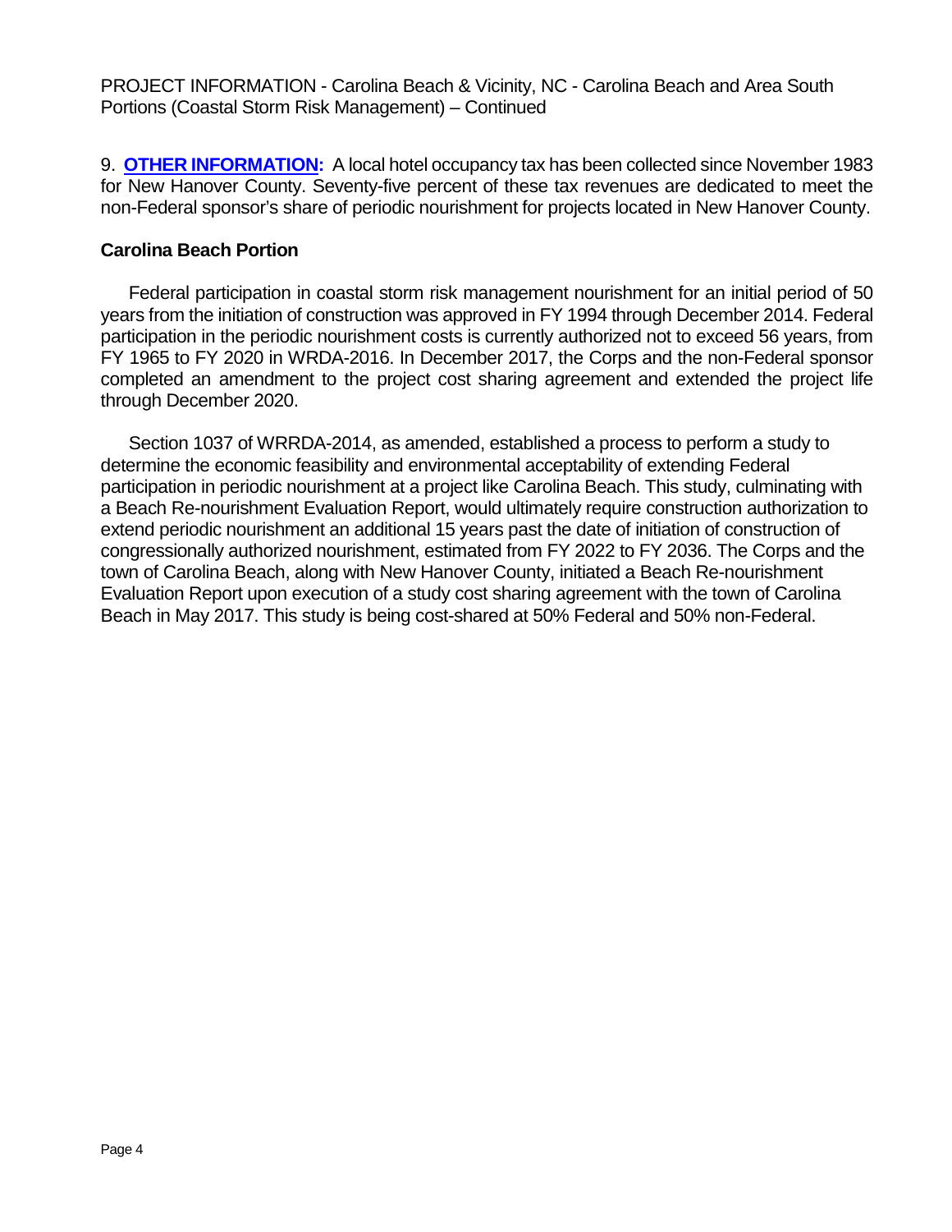PROJECT INFORMATION - Carolina Beach & Vicinity, NC - Carolina Beach and Area South Portions (Coastal Storm Risk Management) – Continued

9. **OTHER INFORMATION:** A local hotel occupancy tax has been collected since November 1983 for New Hanover County. Seventy-five percent of these tax revenues are dedicated to meet the non-Federal sponsor's share of periodic nourishment for projects located in New Hanover County.

**Carolina Beach Portion**

Federal participation in coastal storm risk management nourishment for an initial period of 50 years from the initiation of construction was approved in FY 1994 through December 2014. Federal participation in the periodic nourishment costs is currently authorized not to exceed 56 years, from FY 1965 to FY 2020 in WRDA-2016. In December 2017, the Corps and the non-Federal sponsor completed an amendment to the project cost sharing agreement and extended the project life through December 2020.

Section 1037 of WRRDA-2014, as amended, established a process to perform a study to determine the economic feasibility and environmental acceptability of extending Federal participation in periodic nourishment at a project like Carolina Beach. This study, culminating with a Beach Re-nourishment Evaluation Report, would ultimately require construction authorization to extend periodic nourishment an additional 15 years past the date of initiation of construction of congressionally authorized nourishment, estimated from FY 2022 to FY 2036. The Corps and the town of Carolina Beach, along with New Hanover County, initiated a Beach Re-nourishment Evaluation Report upon execution of a study cost sharing agreement with the town of Carolina Beach in May 2017. This study is being cost-shared at 50% Federal and 50% non-Federal.